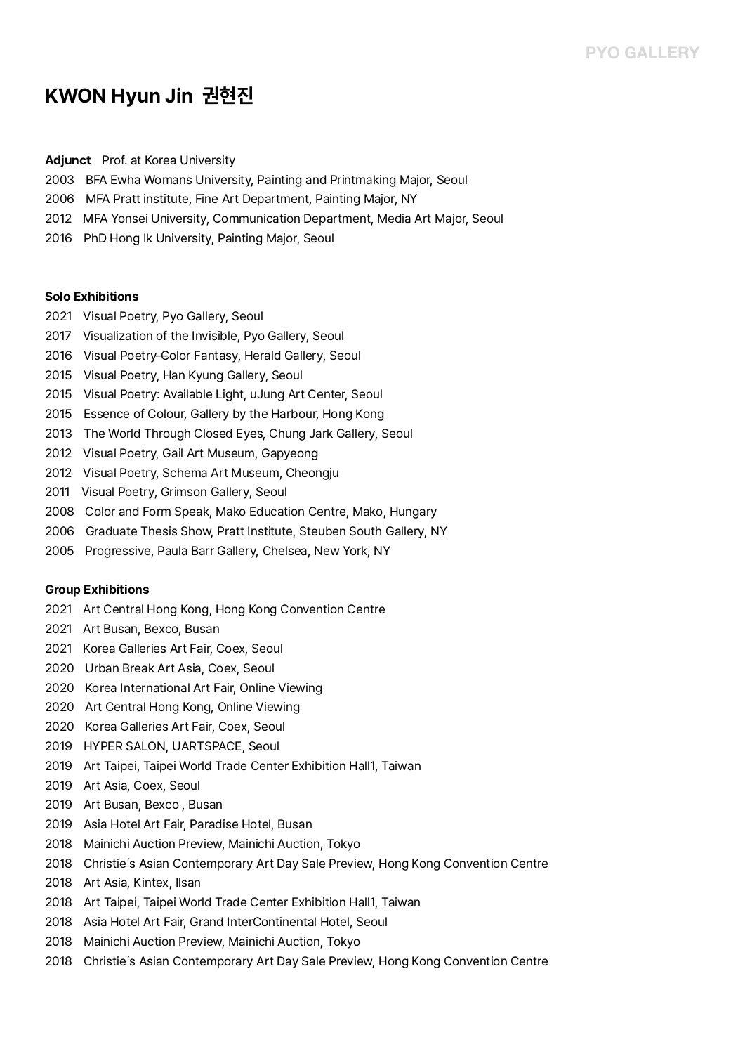# KWON Hyun Jin 권현진

**Adjunct** Prof. at Korea University

2003 BFA Ewha Womans University, Painting and Printmaking Major, Seoul

2006 MFA Pratt institute, Fine Art Department, Painting Major, NY

2012 MFA Yonsei University, Communication Department, Media Art Major, Seoul

2016 PhD Hong Ik University, Painting Major, Seoul

**Solo Exhibitions**

2021 Visual Poetry, Pyo Gallery, Seoul

2017 Visualization of the Invisible, Pyo Gallery, Seoul

2016 Visual Poetry-Color Fantasy, Herald Gallery, Seoul

2015 Visual Poetry, Han Kyung Gallery, Seoul

2015 Visual Poetry: Available Light, uJung Art Center, Seoul

2015 Essence of Colour, Gallery by the Harbour, Hong Kong

2013 The World Through Closed Eyes, Chung Jark Gallery, Seoul

2012 Visual Poetry, Gail Art Museum, Gapyeong

2012 Visual Poetry, Schema Art Museum, Cheongju

2011 Visual Poetry, Grimson Gallery, Seoul

2008 Color and Form Speak, Mako Education Centre, Mako, Hungary

2006 Graduate Thesis Show, Pratt Institute, Steuben South Gallery, NY

2005 Progressive, Paula Barr Gallery, Chelsea, New York, NY

**Group Exhibitions**

2021 Art Central Hong Kong, Hong Kong Convention Centre

2021 Art Busan, Bexco, Busan

2021 Korea Galleries Art Fair, Coex, Seoul

2020 Urban Break Art Asia, Coex, Seoul

2020 Korea International Art Fair, Online Viewing

2020 Art Central Hong Kong, Online Viewing

2020 Korea Galleries Art Fair, Coex, Seoul

2019 HYPER SALON, UARTSPACE, Seoul

2019 Art Taipei, Taipei World Trade Center Exhibition Hall1, Taiwan

2019 Art Asia, Coex, Seoul

2019 Art Busan, Bexco , Busan

2019 Asia Hotel Art Fair, Paradise Hotel, Busan

2018 Mainichi Auction Preview, Mainichi Auction, Tokyo

2018 Christie´s Asian Contemporary Art Day Sale Preview, Hong Kong Convention Centre

2018 Art Asia, Kintex, Ilsan

2018 Art Taipei, Taipei World Trade Center Exhibition Hall1, Taiwan

2018 Asia Hotel Art Fair, Grand InterContinental Hotel, Seoul

2018 Mainichi Auction Preview, Mainichi Auction, Tokyo

2018 Christie´s Asian Contemporary Art Day Sale Preview, Hong Kong Convention Centre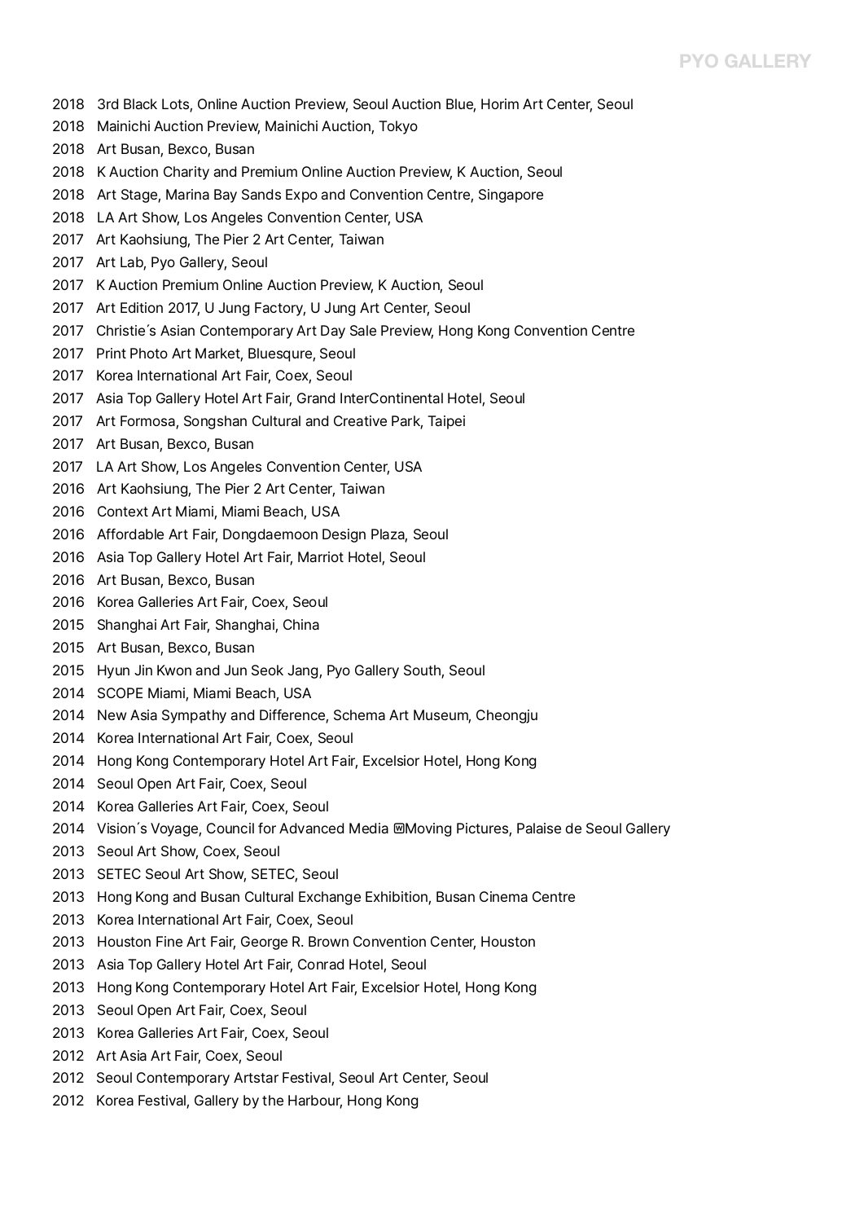2018 3rd Black Lots, Online Auction Preview, Seoul Auction Blue, Horim Art Center, Seoul
2018 Mainichi Auction Preview, Mainichi Auction, Tokyo
2018 Art Busan, Bexco, Busan
2018 K Auction Charity and Premium Online Auction Preview, K Auction, Seoul
2018 Art Stage, Marina Bay Sands Expo and Convention Centre, Singapore
2018 LA Art Show, Los Angeles Convention Center, USA
2017 Art Kaohsiung, The Pier 2 Art Center, Taiwan
2017 Art Lab, Pyo Gallery, Seoul
2017 K Auction Premium Online Auction Preview, K Auction, Seoul
2017 Art Edition 2017, U Jung Factory, U Jung Art Center, Seoul
2017 Christie´s Asian Contemporary Art Day Sale Preview, Hong Kong Convention Centre
2017 Print Photo Art Market, Bluesqure, Seoul
2017 Korea International Art Fair, Coex, Seoul
2017 Asia Top Gallery Hotel Art Fair, Grand InterContinental Hotel, Seoul
2017 Art Formosa, Songshan Cultural and Creative Park, Taipei
2017 Art Busan, Bexco, Busan
2017 LA Art Show, Los Angeles Convention Center, USA
2016 Art Kaohsiung, The Pier 2 Art Center, Taiwan
2016 Context Art Miami, Miami Beach, USA
2016 Affordable Art Fair, Dongdaemoon Design Plaza, Seoul
2016 Asia Top Gallery Hotel Art Fair, Marriot Hotel, Seoul
2016 Art Busan, Bexco, Busan
2016 Korea Galleries Art Fair, Coex, Seoul
2015 Shanghai Art Fair, Shanghai, China
2015 Art Busan, Bexco, Busan
2015 Hyun Jin Kwon and Jun Seok Jang, Pyo Gallery South, Seoul
2014 SCOPE Miami, Miami Beach, USA
2014 New Asia Sympathy and Difference, Schema Art Museum, Cheongju
2014 Korea International Art Fair, Coex, Seoul
2014 Hong Kong Contemporary Hotel Art Fair, Excelsior Hotel, Hong Kong
2014 Seoul Open Art Fair, Coex, Seoul
2014 Korea Galleries Art Fair, Coex, Seoul
2014 Vision´s Voyage, Council for Advanced Media Moving Pictures, Palaise de Seoul Gallery
2013 Seoul Art Show, Coex, Seoul
2013 SETEC Seoul Art Show, SETEC, Seoul
2013 Hong Kong and Busan Cultural Exchange Exhibition, Busan Cinema Centre
2013 Korea International Art Fair, Coex, Seoul
2013 Houston Fine Art Fair, George R. Brown Convention Center, Houston
2013 Asia Top Gallery Hotel Art Fair, Conrad Hotel, Seoul
2013 Hong Kong Contemporary Hotel Art Fair, Excelsior Hotel, Hong Kong
2013 Seoul Open Art Fair, Coex, Seoul
2013 Korea Galleries Art Fair, Coex, Seoul
2012 Art Asia Art Fair, Coex, Seoul
2012 Seoul Contemporary Artstar Festival, Seoul Art Center, Seoul
2012 Korea Festival, Gallery by the Harbour, Hong Kong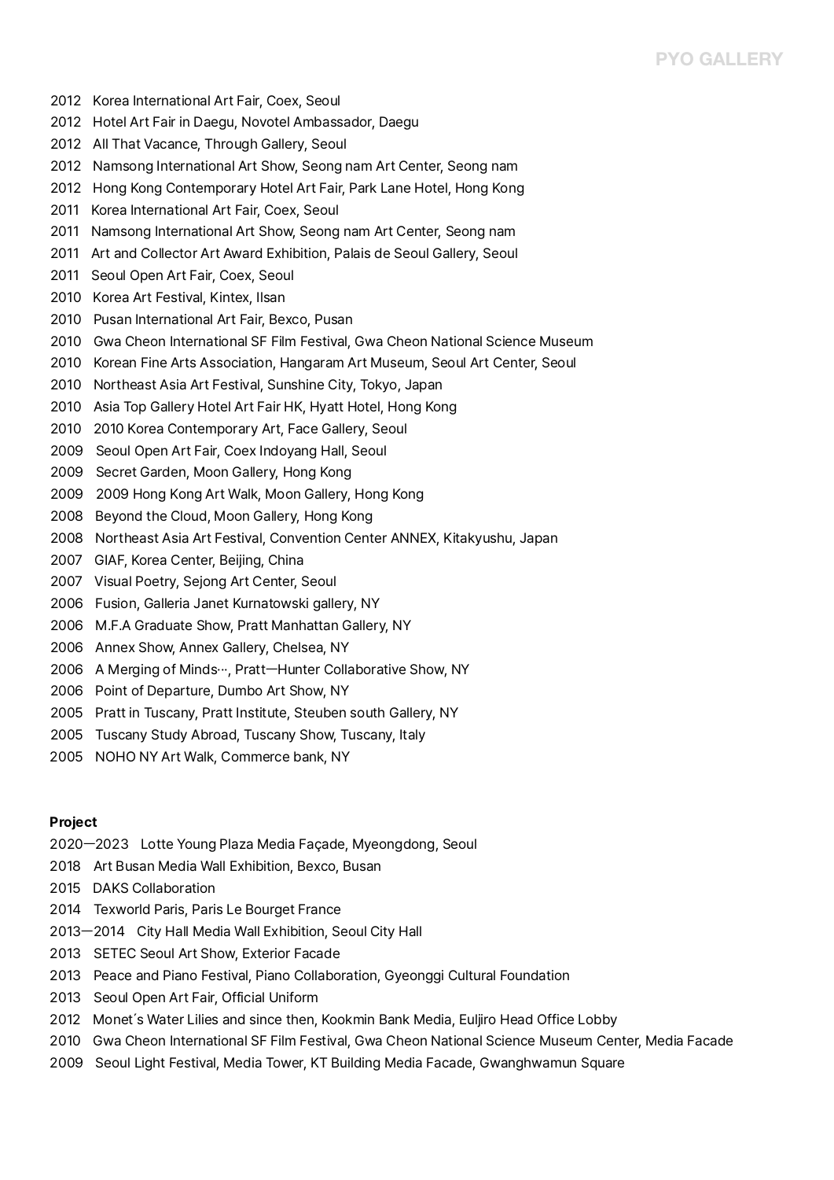2012 Korea International Art Fair, Coex, Seoul
2012 Hotel Art Fair in Daegu, Novotel Ambassador, Daegu
2012 All That Vacance, Through Gallery, Seoul
2012 Namsong International Art Show, Seong nam Art Center, Seong nam
2012 Hong Kong Contemporary Hotel Art Fair, Park Lane Hotel, Hong Kong
2011 Korea International Art Fair, Coex, Seoul
2011 Namsong International Art Show, Seong nam Art Center, Seong nam
2011 Art and Collector Art Award Exhibition, Palais de Seoul Gallery, Seoul
2011 Seoul Open Art Fair, Coex, Seoul
2010 Korea Art Festival, Kintex, Ilsan
2010 Pusan International Art Fair, Bexco, Pusan
2010 Gwa Cheon International SF Film Festival, Gwa Cheon National Science Museum
2010 Korean Fine Arts Association, Hangaram Art Museum, Seoul Art Center, Seoul
2010 Northeast Asia Art Festival, Sunshine City, Tokyo, Japan
2010 Asia Top Gallery Hotel Art Fair HK, Hyatt Hotel, Hong Kong
2010 2010 Korea Contemporary Art, Face Gallery, Seoul
2009 Seoul Open Art Fair, Coex Indoyang Hall, Seoul
2009 Secret Garden, Moon Gallery, Hong Kong
2009 2009 Hong Kong Art Walk, Moon Gallery, Hong Kong
2008 Beyond the Cloud, Moon Gallery, Hong Kong
2008 Northeast Asia Art Festival, Convention Center ANNEX, Kitakyushu, Japan
2007 GIAF, Korea Center, Beijing, China
2007 Visual Poetry, Sejong Art Center, Seoul
2006 Fusion, Galleria Janet Kurnatowski gallery, NY
2006 M.F.A Graduate Show, Pratt Manhattan Gallery, NY
2006 Annex Show, Annex Gallery, Chelsea, NY
2006 A Merging of Minds···, Pratt—Hunter Collaborative Show, NY
2006 Point of Departure, Dumbo Art Show, NY
2005 Pratt in Tuscany, Pratt Institute, Steuben south Gallery, NY
2005 Tuscany Study Abroad, Tuscany Show, Tuscany, Italy
2005 NOHO NY Art Walk, Commerce bank, NY

**Project**

2020—2023 Lotte Young Plaza Media Façade, Myeongdong, Seoul
2018 Art Busan Media Wall Exhibition, Bexco, Busan
2015 DAKS Collaboration
2014 Texworld Paris, Paris Le Bourget France
2013—2014 City Hall Media Wall Exhibition, Seoul City Hall
2013 SETEC Seoul Art Show, Exterior Facade
2013 Peace and Piano Festival, Piano Collaboration, Gyeonggi Cultural Foundation
2013 Seoul Open Art Fair, Official Uniform
2012 Monet´s Water Lilies and since then, Kookmin Bank Media, Euljiro Head Office Lobby
2010 Gwa Cheon International SF Film Festival, Gwa Cheon National Science Museum Center, Media Facade
2009 Seoul Light Festival, Media Tower, KT Building Media Facade, Gwanghwamun Square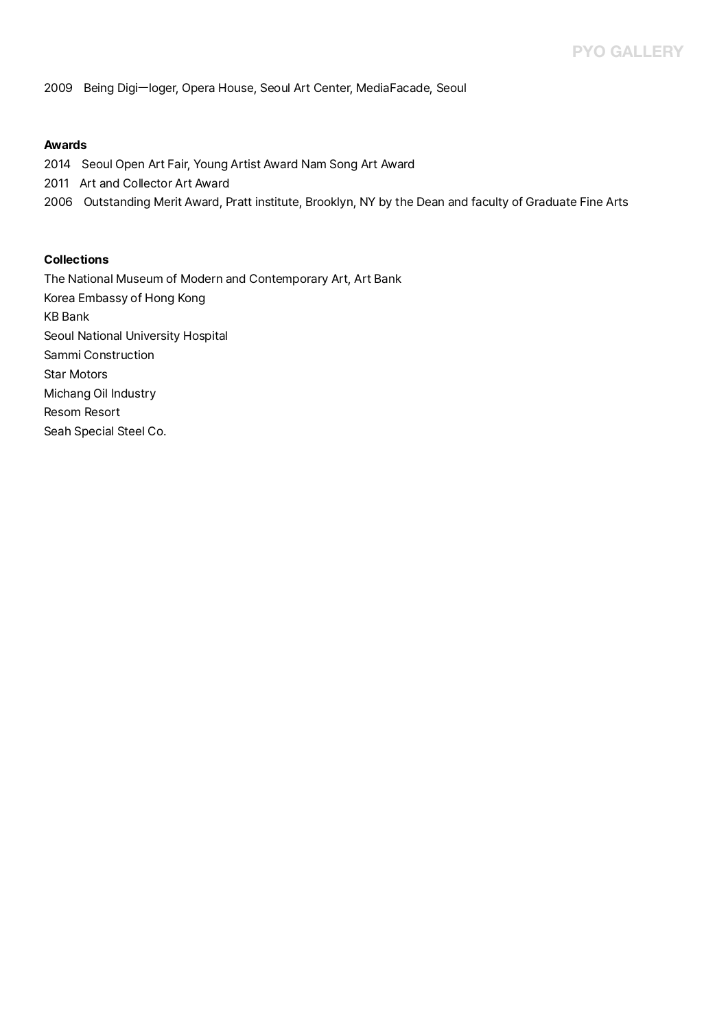2009 Being Digi—loger, Opera House, Seoul Art Center, MediaFacade, Seoul

**Awards**

2014 Seoul Open Art Fair, Young Artist Award Nam Song Art Award

2011 Art and Collector Art Award

2006 Outstanding Merit Award, Pratt institute, Brooklyn, NY by the Dean and faculty of Graduate Fine Arts

**Collections**

The National Museum of Modern and Contemporary Art, Art Bank

Korea Embassy of Hong Kong

KB Bank

Seoul National University Hospital

Sammi Construction

Star Motors

Michang Oil Industry

Resom Resort

Seah Special Steel Co.